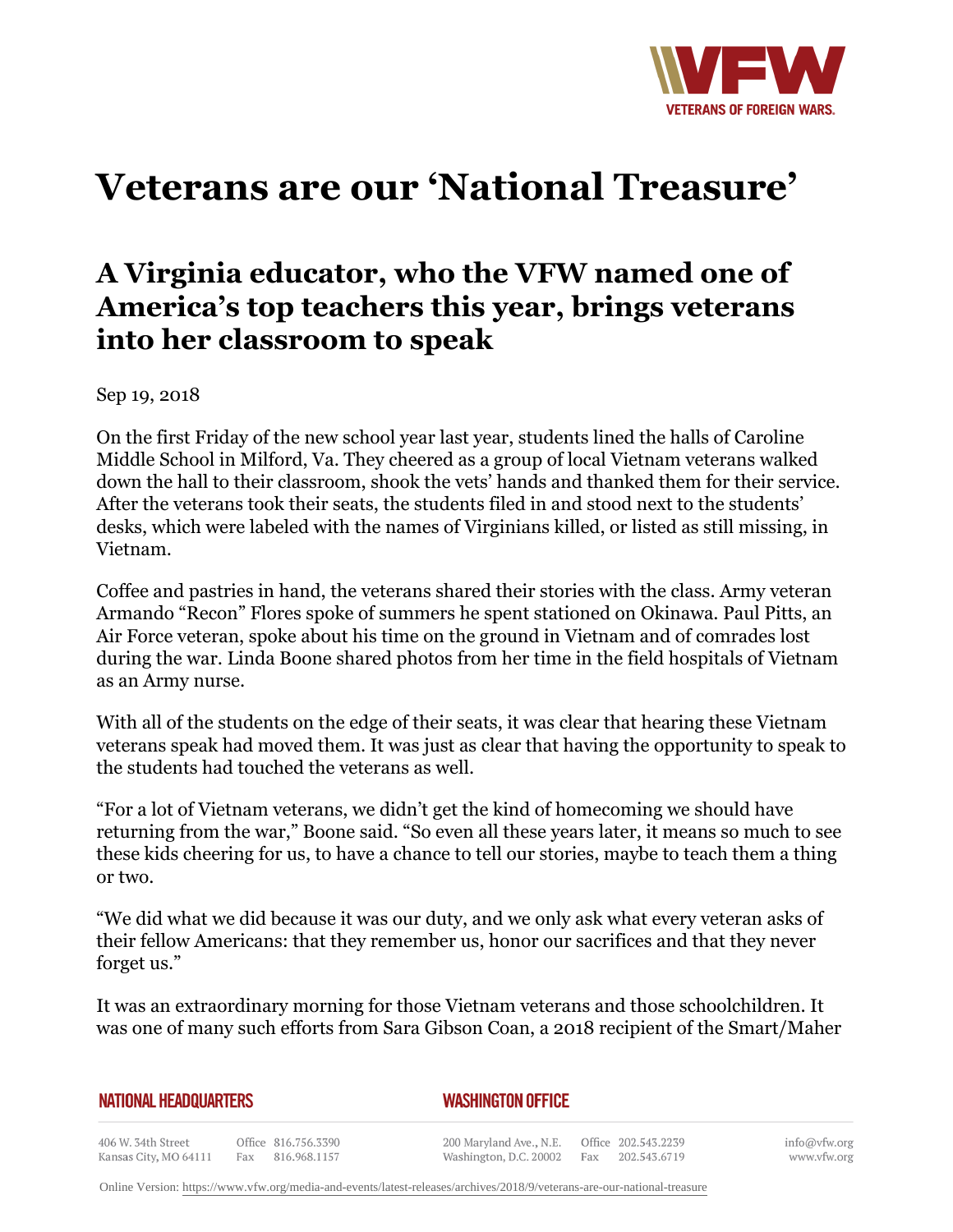# Veterans are our 'National Treasure'

## A Virginia educator, who the VFW named one of America's top teachers this year, brings veterans into her classroom to speak

Sep 19, 2018

On the first Friday of the new school year last year, students lined the halls of Caroline Middle School in Milford, Va. They cheered as a group of local Vietnam veterans walked down the hall to their classroom, shook the vets' hands and thanked them for their service. After the veterans took their seats, the students filed in and stood next to the students' desks, which were labeled with the names of Virginians killed, or listed as still missing, in Vietnam.

Coffee and pastries in hand, the veterans shared their stories with the class. Army veteran Armando "Recon" Flores spoke of summers he spent stationed on Okinawa. Paul Pitts, an Air Force veteran, spoke about his time on the ground in Vietnam and of comrades lost during the war. Linda Boone shared photos from her time in the field hospitals of Vietnam as an Army nurse.

With all of the students on the edge of their seats, it was clear that hearing these Vietnam veterans speak had moved them. It was just as clear that having the opportunity to speak to the students had touched the veterans as well.

"For a lot of Vietnam veterans, we didn't get the kind of homecoming we should have returning from the war," Boone said. "So even all these years later, it means so much to see these kids cheering for us, to have a chance to tell our stories, maybe to teach them a thing or two.

"We did what we did because it was our duty, and we only ask what every veteran asks of their fellow Americans: that they remember us, honor our sacrifices and that they never forget us."

It was an extraordinary morning for those Vietnam veterans and those schoolchildren. It was one of many such efforts from Sara Gibson Coan, a 2018 recipient of the Smart/Maher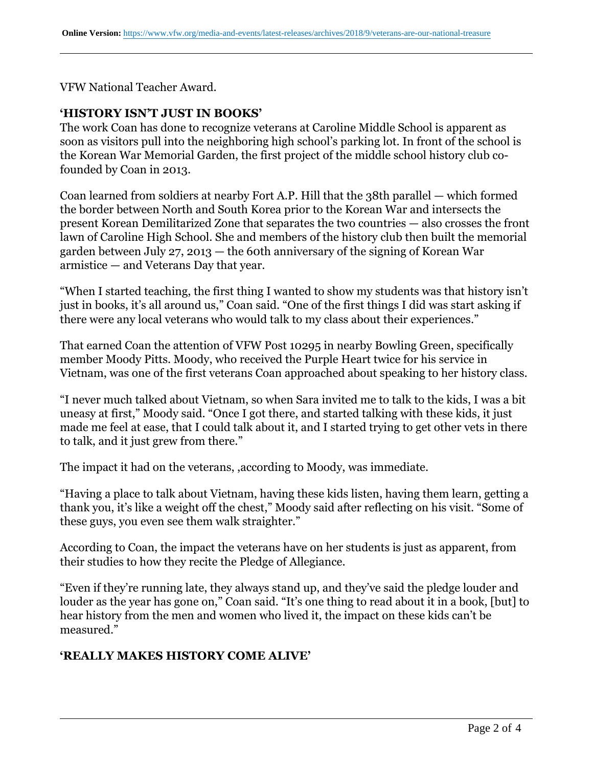VFW National Teacher Award.

## 'HISTORY ISN'T JUST IN BOOKS'

The work Coan has done to recognize veterans at Caroline Middle School is apparent as soon as visitors pull into the neighboring high school's parking lot. In front of the school is the Korean War Memorial Garden, the first project of the middle school history club co-founded by Coan in 2013.

Coan learned from soldiers at nearby Fort A.P. Hill that the 38th parallel — which formed the border between North and South Korea prior to the Korean War and intersects the present Korean Demilitarized Zone that separates the two countries — also crosses the front lawn of Caroline High School. She and members of the history club then built the memorial garden between July 27, 2013 — the 60th anniversary of the signing of Korean War armistice — and Veterans Day that year.

"When I started teaching, the first thing I wanted to show my students was that history isn't just in books, it's all around us," Coan said. "One of the first things I did was start asking if there were any local veterans who would talk to my class about their experiences."

That earned Coan the attention of VFW Post 10295 in nearby Bowling Green, specifically member Moody Pitts. Moody, who received the Purple Heart twice for his service in Vietnam, was one of the first veterans Coan approached about speaking to her history class.

"I never much talked about Vietnam, so when Sara invited me to talk to the kids, I was a bit uneasy at first," Moody said. "Once I got there, and started talking with these kids, it just made me feel at ease, that I could talk about it, and I started trying to get other vets in there to talk, and it just grew from there."

The impact it had on the veterans, ,according to Moody, was immediate.

"Having a place to talk about Vietnam, having these kids listen, having them learn, getting a thank you, it's like a weight off the chest," Moody said after reflecting on his visit. "Some of these guys, you even see them walk straighter."

According to Coan, the impact the veterans have on her students is just as apparent, from their studies to how they recite the Pledge of Allegiance.

"Even if they're running late, they always stand up, and they've said the pledge louder and louder as the year has gone on," Coan said. "It's one thing to read about it in a book, [but] to hear history from the men and women who lived it, the impact on these kids can't be measured."

## 'REALLY MAKES HISTORY COME ALIVE'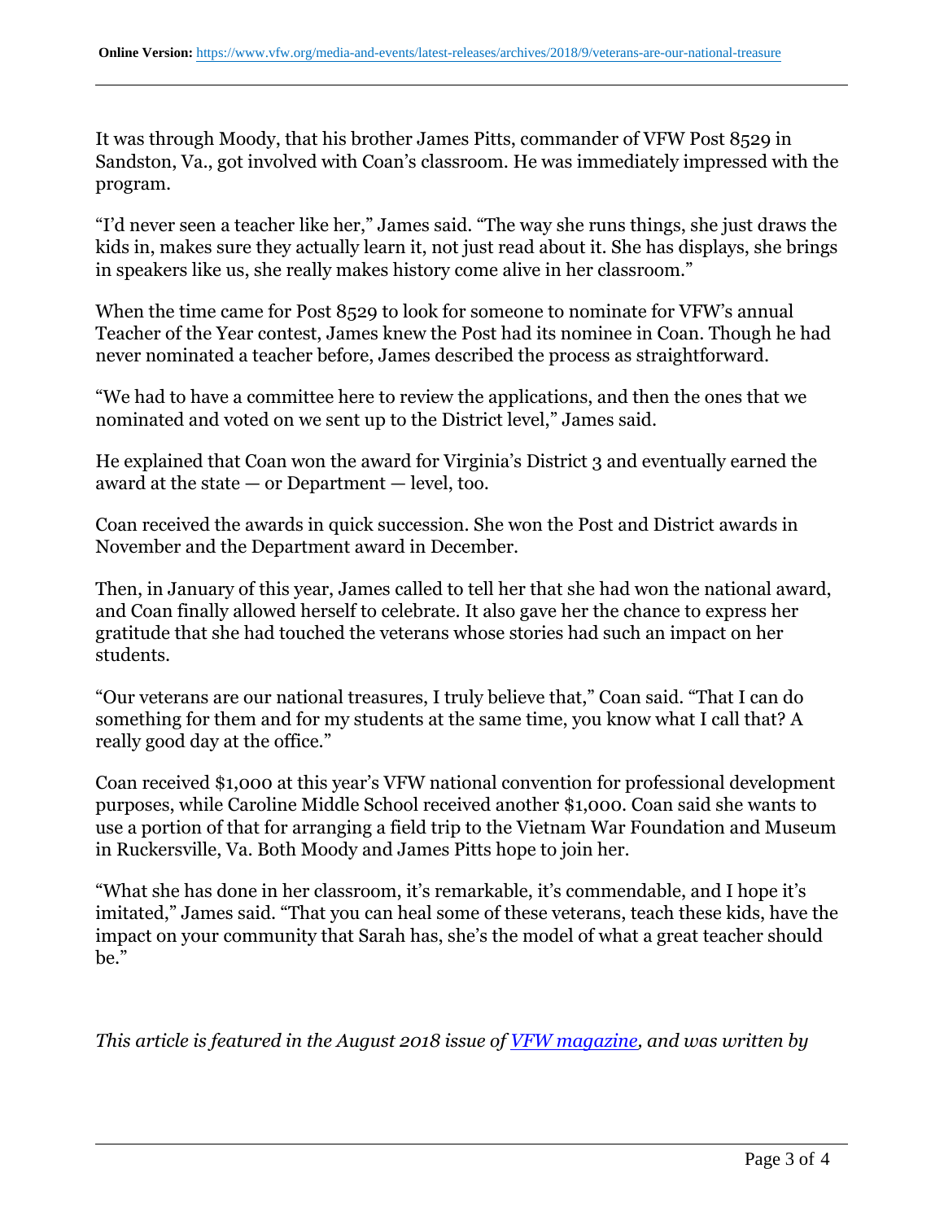It was through Moody, that his brother James Pitts, commander of VFW Post 8529 in Sandston, Va., got involved with Coan's classroom. He was immediately impressed with the program.

"I'd never seen a teacher like her," James said. "The way she runs things, she just draws the kids in, makes sure they actually learn it, not just read about it. She has displays, she brings in speakers like us, she really makes history come alive in her classroom."

When the time came for Post 8529 to look for someone to nominate for VFW's annual Teacher of the Year contest, James knew the Post had its nominee in Coan. Though he had never nominated a teacher before, James described the process as straightforward.

"We had to have a committee here to review the applications, and then the ones that we nominated and voted on we sent up to the District level," James said.

He explained that Coan won the award for Virginia's District 3 and eventually earned the award at the state — or Department — level, too.

Coan received the awards in quick succession. She won the Post and District awards in November and the Department award in December.

Then, in January of this year, James called to tell her that she had won the national award, and Coan finally allowed herself to celebrate. It also gave her the chance to express her gratitude that she had touched the veterans whose stories had such an impact on her students.

"Our veterans are our national treasures, I truly believe that," Coan said. "That I can do something for them and for my students at the same time, you know what I call that? A really good day at the office."

Coan received $1,000 at this year's VFW national convention for professional development purposes, while Caroline Middle School received another $1,000. Coan said she wants to use a portion of that for arranging a field trip to the Vietnam War Foundation and Museum in Ruckersville, Va. Both Moody and James Pitts hope to join her.

"What she has done in her classroom, it's remarkable, it's commendable, and I hope it's imitated," James said. "That you can heal some of these veterans, teach these kids, have the impact on your community that Sarah has, she's the model of what a great teacher should be."

*This article is featured in the August 2018 issue of [VFW magazine](), and was written by*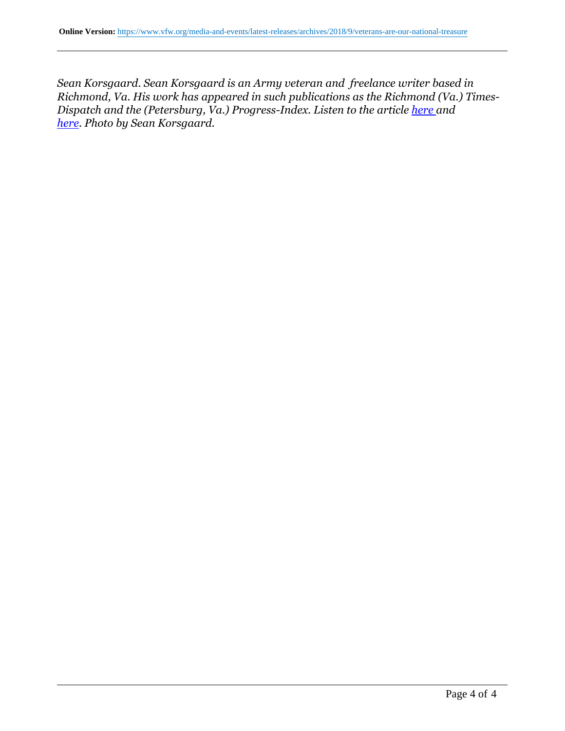*Sean Korsgaard. Sean Korsgaard is an Army veteran and freelance writer based in Richmond, Va. His work has appeared in such publications as the Richmond (Va.) Times-Dispatch and the (Petersburg, Va.) Progress-Index. Listen to the article here and here. Photo by Sean Korsgaard.*